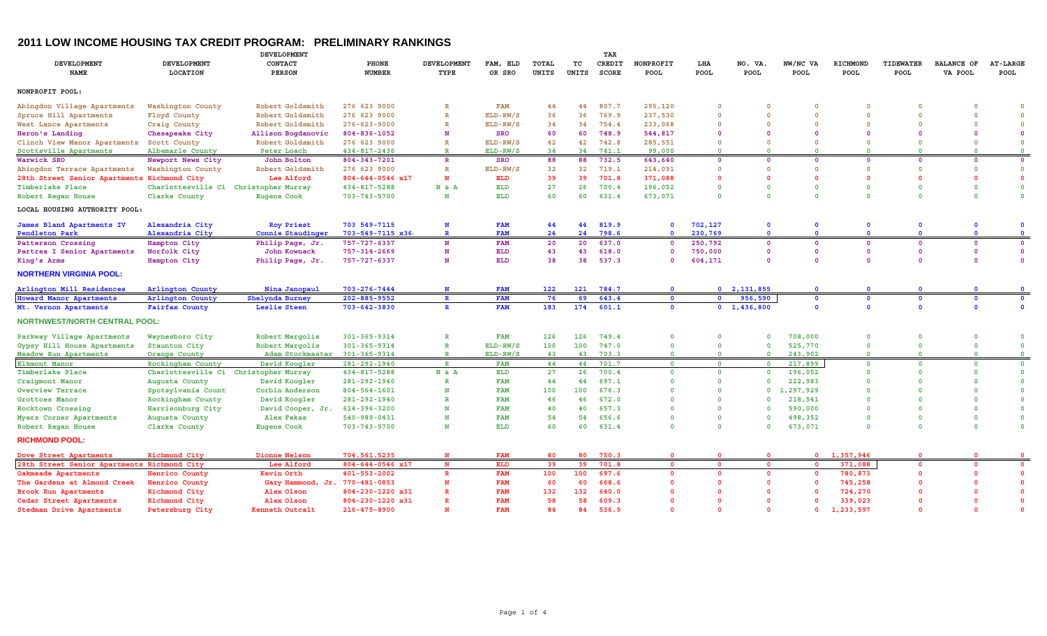# 2011 LOW INCOME HOUSING TAX CREDIT PROGRAM: PRELIMINARY RANKINGS

| DEVELOPMENT NAME | DEVELOPMENT LOCATION | DEVELOPMENT CONTACT PERSON | PHONE NUMBER | DEVELOPMENT TYPE | FAM, ELD OR SRO | TOTAL UNITS | TC UNITS | TAX CREDIT SCORE | NONPROFIT POOL | LHA POOL | NO. VA. POOL | NW/NC VA POOL | RICHMOND POOL | TIDEWATER POOL | BALANCE OF VA POOL | AT-LARGE POOL |
|---|---|---|---|---|---|---|---|---|---|---|---|---|---|---|---|---|
| **NONPROFIT POOL:** | | | | | | | | | | | | | | | | |
| Abingdon Village Apartments | Washington County | Robert Goldsmith | 276 623 9000 | R | FAM | 44 | 44 | 807.7 | 295,120 | 0 | 0 | 0 | 0 | 0 | 0 | 0 |
| Spruce Hill Apartments | Floyd County | Robert Goldsmith | 276 623 9000 | R | ELD-RW/S | 36 | 36 | 769.9 | 237,530 | 0 | 0 | 0 | 0 | 0 | 0 | 0 |
| West Lance Apartments | Craig County | Robert Goldsmith | 276-623-9000 | R | ELD-RW/S | 34 | 34 | 754.4 | 233,068 | 0 | 0 | 0 | 0 | 0 | 0 | 0 |
| Heron's Landing | Chesapeake City | Allison Bogdanovic | 804-836-1052 | N | SRO | 60 | 60 | 748.9 | 544,817 | 0 | 0 | 0 | 0 | 0 | 0 | 0 |
| Clinch View Manor Apartments | Scott County | Robert Goldsmith | 276 623 9000 | R | ELD-RW/S | 42 | 42 | 742.8 | 285,551 | 0 | 0 | 0 | 0 | 0 | 0 | 0 |
| Scottsville Apartments | Albemarle County | Peter Loach | 434-817-2436 | R | ELD-RW/S | 34 | 34 | 741.1 | 99,000 | 0 | 0 | 0 | 0 | 0 | 0 | 0 |
| Warwick SRO | Newport News City | John Bolton | 804-343-7201 | R | SRO | 88 | 88 | 732.5 | 643,640 | 0 | 0 | 0 | 0 | 0 | 0 | 0 |
| Abingdon Terrace Apartments | Washington County | Robert Goldsmith | 276 623 9000 | R | ELD-RW/S | 32 | 32 | 719.1 | 214,091 | 0 | 0 | 0 | 0 | 0 | 0 | 0 |
| 28th Street Senior Apartments | Richmond City | Lee Alford | 804-644-0546 x17 | N | ELD | 39 | 39 | 701.8 | 371,088 | 0 | 0 | 0 | 0 | 0 | 0 | 0 |
| Timberlake Place | Charlottesville Ci | Christopher Murray | 434-817-5288 | N & A | ELD | 27 | 26 | 700.4 | 196,052 | 0 | 0 | 0 | 0 | 0 | 0 | 0 |
| Robert Regan House | Clarke County | Eugene Cook | 703-743-5700 | N | ELD | 60 | 60 | 631.4 | 673,071 | 0 | 0 | 0 | 0 | 0 | 0 | 0 |
| **LOCAL HOUSING AUTHORITY POOL:** | | | | | | | | | | | | | | | | |
| James Bland Apartments IV | Alexandria City | Roy Priest | 703 549-7115 | N | FAM | 44 | 44 | 819.9 | 0 | 702,127 | 0 | 0 | 0 | 0 | 0 | 0 |
| Pendleton Park | Alexandria City | Connie Staudinger | 703-549-7115 x36 | R | FAM | 24 | 24 | 798.6 | 0 | 230,769 | 0 | 0 | 0 | 0 | 0 | 0 |
| Patterson Crossing | Hampton City | Philip Page, Jr. | 757-727-6337 | N | FAM | 20 | 20 | 637.0 | 0 | 250,792 | 0 | 0 | 0 | 0 | 0 | 0 |
| Partrea I Senior Apartments | Norfolk City | John Kownack | 757-314-2669 | N | ELD | 43 | 43 | 618.0 | 0 | 750,000 | 0 | 0 | 0 | 0 | 0 | 0 |
| King's Arms | Hampton City | Philip Page, Jr. | 757-727-6337 | N | ELD | 38 | 38 | 537.3 | 0 | 604,171 | 0 | 0 | 0 | 0 | 0 | 0 |
| **NORTHERN VIRGINIA POOL:** | | | | | | | | | | | | | | | | |
| Arlington Mill Residences | Arlington County | Nina Janopaul | 703-276-7444 | N | FAM | 122 | 121 | 784.7 | 0 | 0 | 2,131,855 | 0 | 0 | 0 | 0 | 0 |
| Howard Manor Apartments | Arlington County | Shelynda Burney | 202-885-9552 | R | FAM | 76 | 69 | 643.4 | 0 | 0 | 956,590 | 0 | 0 | 0 | 0 | 0 |
| Mt. Vernon Apartments | Fairfax County | Leslie Steen | 703-642-3830 | R | FAM | 183 | 174 | 601.1 | 0 | 0 | 1,436,800 | 0 | 0 | 0 | 0 | 0 |
| **NORTHWEST/NORTH CENTRAL POOL:** | | | | | | | | | | | | | | | | |
| Parkway Village Apartments | Waynesboro City | Robert Margolis | 301-365-9314 | R | FAM | 126 | 126 | 749.4 | 0 | 0 | 0 | 708,000 | 0 | 0 | 0 | 0 |
| Gypsy Hill House Apartments | Staunton City | Robert Margolis | 301-365-9314 | R | ELD-RW/S | 100 | 100 | 747.0 | 0 | 0 | 0 | 525,770 | 0 | 0 | 0 | 0 |
| Meadow Run Apartments | Orange County | Adam Stockmaster | 301-365-9314 | R | ELD-RW/S | 43 | 43 | 703.3 | 0 | 0 | 0 | 243,902 | 0 | 0 | 0 | 0 |
| Elkmont Manor | Rockingham County | David Koogler | 281-292-1940 | R | FAM | 44 | 44 | 701.7 | 0 | 0 | 0 | 217,899 | 0 | 0 | 0 | 0 |
| Timberlake Place | Charlottesville Ci | Christopher Murray | 434-817-5288 | N & A | ELD | 27 | 26 | 700.4 | 0 | 0 | 0 | 196,052 | 0 | 0 | 0 | 0 |
| Craigmont Manor | Augusta County | David Koogler | 281-292-1940 | R | FAM | 44 | 44 | 697.1 | 0 | 0 | 0 | 222,983 | 0 | 0 | 0 | 0 |
| Overview Terrace | Spotsylvania Count | Corbin Anderson | 804-564-1601 | N | FAM | 100 | 100 | 676.3 | 0 | 0 | 0 | 1,297,929 | 0 | 0 | 0 | 0 |
| Grottoes Manor | Rockingham County | David Koogler | 281-292-1940 | R | FAM | 46 | 46 | 672.0 | 0 | 0 | 0 | 218,541 | 0 | 0 | 0 | 0 |
| Rocktown Crossing | Harrisonburg City | David Cooper, Jr. | 614-396-3200 | N | FAM | 40 | 40 | 657.3 | 0 | 0 | 0 | 590,000 | 0 | 0 | 0 | 0 |
| Myers Corner Apartments | Augusta County | Alex Fekas | 540-989-0431 | N | FAM | 54 | 54 | 656.6 | 0 | 0 | 0 | 498,352 | 0 | 0 | 0 | 0 |
| Robert Regan House | Clarke County | Eugene Cook | 703-743-5700 | N | ELD | 60 | 60 | 631.4 | 0 | 0 | 0 | 673,071 | 0 | 0 | 0 | 0 |
| **RICHMOND POOL:** | | | | | | | | | | | | | | | | |
| Dove Street Apartments | Richmond City | Dionne Nelson | 704.561.5235 | N | FAM | 80 | 80 | 750.3 | 0 | 0 | 0 | 0 | 1,357,946 | 0 | 0 | 0 |
| 28th Street Senior Apartments | Richmond City | Lee Alford | 804-644-0546 x17 | N | ELD | 39 | 39 | 701.8 | 0 | 0 | 0 | 0 | 371,088 | 0 | 0 | 0 |
| Oakmeade Apartments | Henrico County | Kevin Orth | 401-553-2002 | R | FAM | 100 | 100 | 697.6 | 0 | 0 | 0 | 0 | 780,873 | 0 | 0 | 0 |
| The Gardens at Almond Creek | Henrico County | Gary Hammond, Jr. | 770-481-0853 | N | FAM | 60 | 60 | 668.6 | 0 | 0 | 0 | 0 | 745,258 | 0 | 0 | 0 |
| Brook Run Apartments | Richmond City | Alex Olson | 804-230-1220 x31 | R | FAM | 132 | 132 | 640.0 | 0 | 0 | 0 | 0 | 724,270 | 0 | 0 | 0 |
| Cedar Street Apartments | Richmond City | Alex Olson | 804-230-1220 x31 | R | FAM | 58 | 58 | 609.3 | 0 | 0 | 0 | 0 | 339,023 | 0 | 0 | 0 |
| Stedman Drive Apartments | Petersburg City | Kenneth Outcalt | 216-475-8900 | N | FAM | 84 | 84 | 536.9 | 0 | 0 | 0 | 0 | 1,233,597 | 0 | 0 | 0 |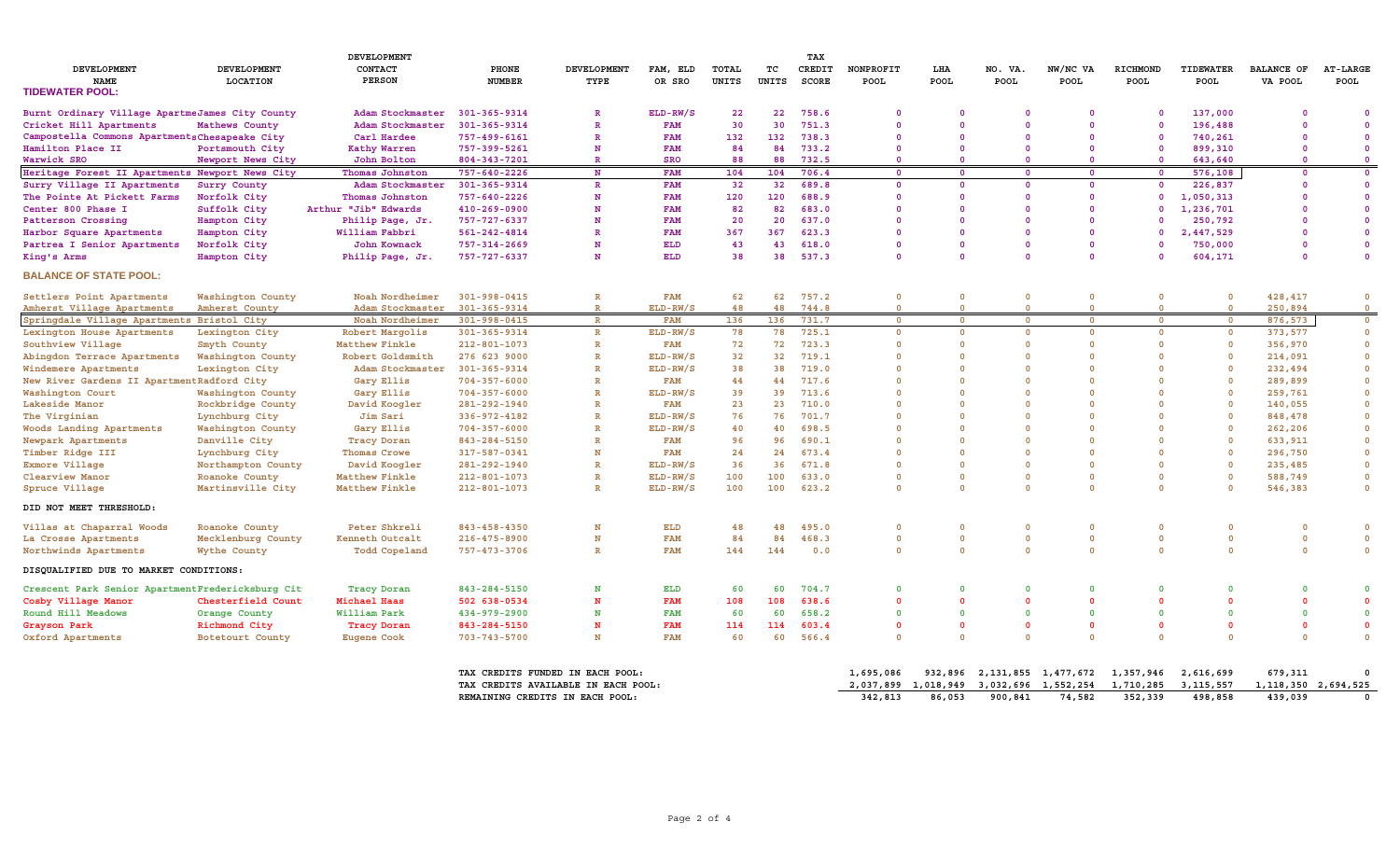| DEVELOPMENT NAME | DEVELOPMENT LOCATION | DEVELOPMENT CONTACT PERSON | PHONE NUMBER | DEVELOPMENT TYPE | FAM, ELD OR SRO | TOTAL UNITS | TC UNITS | TAX CREDIT SCORE | NONPROFIT POOL | LHA POOL | NO. VA. POOL | NW/NC VA POOL | RICHMOND POOL | TIDEWATER POOL | BALANCE OF VA POOL | AT-LARGE POOL |
|---|---|---|---|---|---|---|---|---|---|---|---|---|---|---|---|---|
| **TIDEWATER POOL:** | | | | | | | | | | | | | | | | |
| Burnt Ordinary Village Apartme | James City County | Adam Stockmaster | 301-365-9314 | R | ELD-RW/S | 22 | 22 | 758.6 | 0 | 0 | 0 | 0 | 0 | 137,000 | 0 | 0 |
| Cricket Hill Apartments | Mathews County | Adam Stockmaster | 301-365-9314 | R | FAM | 30 | 30 | 751.3 | 0 | 0 | 0 | 0 | 0 | 196,488 | 0 | 0 |
| Campostella Commons Apartments | Chesapeake City | Carl Hardee | 757-499-6161 | R | FAM | 132 | 132 | 738.3 | 0 | 0 | 0 | 0 | 0 | 740,261 | 0 | 0 |
| Hamilton Place II | Portsmouth City | Kathy Warren | 757-399-5261 | N | FAM | 84 | 84 | 733.2 | 0 | 0 | 0 | 0 | 0 | 899,310 | 0 | 0 |
| Warwick SRO | Newport News City | John Bolton | 804-343-7201 | R | SRO | 88 | 88 | 732.5 | 0 | 0 | 0 | 0 | 0 | 643,640 | 0 | 0 |
| Heritage Forest II Apartments | Newport News City | Thomas Johnston | 757-640-2226 | N | FAM | 104 | 104 | 706.4 | 0 | 0 | 0 | 0 | 0 | 576,108 | 0 | 0 |
| Surry Village II Apartments | Surry County | Adam Stockmaster | 301-365-9314 | R | FAM | 32 | 32 | 689.8 | 0 | 0 | 0 | 0 | 0 | 226,837 | 0 | 0 |
| The Pointe At Pickett Farms | Norfolk City | Thomas Johnston | 757-640-2226 | N | FAM | 120 | 120 | 688.9 | 0 | 0 | 0 | 0 | 0 | 1,050,313 | 0 | 0 |
| Center 800 Phase I | Suffolk City | Arthur "Jib" Edwards | 410-269-0900 | N | FAM | 82 | 82 | 683.0 | 0 | 0 | 0 | 0 | 0 | 1,236,701 | 0 | 0 |
| Patterson Crossing | Hampton City | Philip Page, Jr. | 757-727-6337 | N | FAM | 20 | 20 | 637.0 | 0 | 0 | 0 | 0 | 0 | 250,792 | 0 | 0 |
| Harbor Square Apartments | Hampton City | William Fabbri | 561-242-4814 | R | FAM | 367 | 367 | 623.3 | 0 | 0 | 0 | 0 | 0 | 2,447,529 | 0 | 0 |
| Partrea I Senior Apartments | Norfolk City | John Kownack | 757-314-2669 | N | ELD | 43 | 43 | 618.0 | 0 | 0 | 0 | 0 | 0 | 750,000 | 0 | 0 |
| King's Arms | Hampton City | Philip Page, Jr. | 757-727-6337 | N | ELD | 38 | 38 | 537.3 | 0 | 0 | 0 | 0 | 0 | 604,171 | 0 | 0 |
| **BALANCE OF STATE POOL:** | | | | | | | | | | | | | | | | |
| Settlers Point Apartments | Washington County | Noah Nordheimer | 301-998-0415 | R | FAM | 62 | 62 | 757.2 | 0 | 0 | 0 | 0 | 0 | 0 | 428,417 | 0 |
| Amherst Village Apartments | Amherst County | Adam Stockmaster | 301-365-9314 | R | ELD-RW/S | 48 | 48 | 744.8 | 0 | 0 | 0 | 0 | 0 | 0 | 250,894 | 0 |
| Springdale Village Apartments | Bristol City | Noah Nordheimer | 301-998-0415 | R | FAM | 136 | 136 | 731.7 | 0 | 0 | 0 | 0 | 0 | 0 | 876,573 | 0 |
| Lexington House Apartments | Lexington City | Robert Margolis | 301-365-9314 | R | ELD-RW/S | 78 | 78 | 725.1 | 0 | 0 | 0 | 0 | 0 | 0 | 373,577 | 0 |
| Southview Village | Smyth County | Matthew Finkle | 212-801-1073 | R | FAM | 72 | 72 | 723.3 | 0 | 0 | 0 | 0 | 0 | 0 | 356,970 | 0 |
| Abingdon Terrace Apartments | Washington County | Robert Goldsmith | 276 623 9000 | R | ELD-RW/S | 32 | 32 | 719.1 | 0 | 0 | 0 | 0 | 0 | 0 | 214,091 | 0 |
| Windemere Apartments | Lexington City | Adam Stockmaster | 301-365-9314 | R | ELD-RW/S | 38 | 38 | 719.0 | 0 | 0 | 0 | 0 | 0 | 0 | 232,494 | 0 |
| New River Gardens II Apartment | Radford City | Gary Ellis | 704-357-6000 | R | FAM | 44 | 44 | 717.6 | 0 | 0 | 0 | 0 | 0 | 0 | 289,899 | 0 |
| Washington Court | Washington County | Gary Ellis | 704-357-6000 | R | ELD-RW/S | 39 | 39 | 713.6 | 0 | 0 | 0 | 0 | 0 | 0 | 259,761 | 0 |
| Lakeside Manor | Rockbridge County | David Koogler | 281-292-1940 | R | FAM | 23 | 23 | 710.0 | 0 | 0 | 0 | 0 | 0 | 0 | 140,055 | 0 |
| The Virginian | Lynchburg City | Jim Sari | 336-972-4182 | R | ELD-RW/S | 76 | 76 | 701.7 | 0 | 0 | 0 | 0 | 0 | 0 | 848,478 | 0 |
| Woods Landing Apartments | Washington County | Gary Ellis | 704-357-6000 | R | ELD-RW/S | 40 | 40 | 698.5 | 0 | 0 | 0 | 0 | 0 | 0 | 262,206 | 0 |
| Newpark Apartments | Danville City | Tracy Doran | 843-284-5150 | R | FAM | 96 | 96 | 690.1 | 0 | 0 | 0 | 0 | 0 | 0 | 633,911 | 0 |
| Timber Ridge III | Lynchburg City | Thomas Crowe | 317-587-0341 | N | FAM | 24 | 24 | 673.4 | 0 | 0 | 0 | 0 | 0 | 0 | 296,750 | 0 |
| Exmore Village | Northampton County | David Koogler | 281-292-1940 | R | ELD-RW/S | 36 | 36 | 671.8 | 0 | 0 | 0 | 0 | 0 | 0 | 235,485 | 0 |
| Clearview Manor | Roanoke County | Matthew Finkle | 212-801-1073 | R | ELD-RW/S | 100 | 100 | 633.0 | 0 | 0 | 0 | 0 | 0 | 0 | 588,749 | 0 |
| Spruce Village | Martinsville City | Matthew Finkle | 212-801-1073 | R | ELD-RW/S | 100 | 100 | 623.2 | 0 | 0 | 0 | 0 | 0 | 0 | 546,383 | 0 |
| DID NOT MEET THRESHOLD: | | | | | | | | | | | | | | | | |
| Villas at Chaparral Woods | Roanoke County | Peter Shkreli | 843-458-4350 | N | ELD | 48 | 48 | 495.0 | 0 | 0 | 0 | 0 | 0 | 0 | 0 | 0 |
| La Crosse Apartments | Mecklenburg County | Kenneth Outcalt | 216-475-8900 | N | FAM | 84 | 84 | 468.3 | 0 | 0 | 0 | 0 | 0 | 0 | 0 | 0 |
| Northwinds Apartments | Wythe County | Todd Copeland | 757-473-3706 | R | FAM | 144 | 144 | 0.0 | 0 | 0 | 0 | 0 | 0 | 0 | 0 | 0 |
| DISQUALIFIED DUE TO MARKET CONDITIONS: | | | | | | | | | | | | | | | | |
| Crescent Park Senior Apartment | Fredericksburg Cit | Tracy Doran | 843-284-5150 | N | ELD | 60 | 60 | 704.7 | 0 | 0 | 0 | 0 | 0 | 0 | 0 | 0 |
| Cosby Village Manor | Chesterfield Count | Michael Haas | 502 638-0534 | N | FAM | 108 | 108 | 638.6 | 0 | 0 | 0 | 0 | 0 | 0 | 0 | 0 |
| Round Hill Meadows | Orange County | William Park | 434-979-2900 | N | FAM | 60 | 60 | 658.2 | 0 | 0 | 0 | 0 | 0 | 0 | 0 | 0 |
| Grayson Park | Richmond City | Tracy Doran | 843-284-5150 | N | FAM | 114 | 114 | 603.4 | 0 | 0 | 0 | 0 | 0 | 0 | 0 | 0 |
| Oxford Apartments | Botetourt County | Eugene Cook | 703-743-5700 | N | FAM | 60 | 60 | 566.4 | 0 | 0 | 0 | 0 | 0 | 0 | 0 | 0 |
| | | | TAX CREDITS FUNDED IN EACH POOL: | | | | | | 1,695,086 | 932,896 | 2,131,855 | 1,477,672 | 1,357,946 | 2,616,699 | 679,311 | 0 |
| | | | TAX CREDITS AVAILABLE IN EACH POOL: | | | | | | 2,037,899 | 1,018,949 | 3,032,696 | 1,552,254 | 1,710,285 | 3,115,557 | 1,118,350 | 2,694,525 |
| | | | REMAINING CREDITS IN EACH POOL: | | | | | | 342,813 | 86,053 | 900,841 | 74,582 | 352,339 | 498,858 | 439,039 | 0 |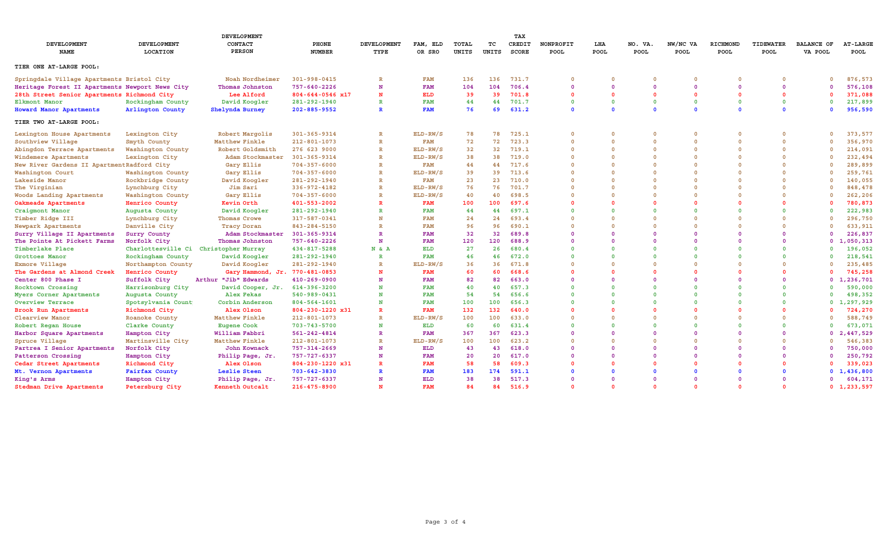| DEVELOPMENT NAME | DEVELOPMENT LOCATION | DEVELOPMENT CONTACT PERSON | PHONE NUMBER | DEVELOPMENT TYPE | FAM, ELD OR SRO | TOTAL UNITS | TC UNITS | TAX CREDIT SCORE | NONPROFIT POOL | LHA POOL | NO. VA. POOL | NW/NC VA POOL | RICHMOND POOL | TIDEWATER POOL | BALANCE OF VA POOL | AT-LARGE POOL |
|---|---|---|---|---|---|---|---|---|---|---|---|---|---|---|---|---|
| **TIER ONE AT-LARGE POOL:** | | | | | | | | | | | | | | | | |
| Springdale Village Apartments | Bristol City | Noah Nordheimer | 301-998-0415 | R | FAM | 136 | 136 | 731.7 | 0 | 0 | 0 | 0 | 0 | 0 | 0 | 876,573 |
| Heritage Forest II Apartments | Newport News City | Thomas Johnston | 757-640-2226 | N | FAM | 104 | 104 | 706.4 | 0 | 0 | 0 | 0 | 0 | 0 | 0 | 576,108 |
| 28th Street Senior Apartments | Richmond City | Lee Alford | 804-644-0546 x17 | N | ELD | 39 | 39 | 701.8 | 0 | 0 | 0 | 0 | 0 | 0 | 0 | 371,088 |
| Elkmont Manor | Rockingham County | David Koogler | 281-292-1940 | R | FAM | 44 | 44 | 701.7 | 0 | 0 | 0 | 0 | 0 | 0 | 0 | 217,899 |
| Howard Manor Apartments | Arlington County | Shelynda Burney | 202-885-9552 | R | FAM | 76 | 69 | 631.2 | 0 | 0 | 0 | 0 | 0 | 0 | 0 | 956,590 |
| **TIER TWO AT-LARGE POOL:** | | | | | | | | | | | | | | | | |
| Lexington House Apartments | Lexington City | Robert Margolis | 301-365-9314 | R | ELD-RW/S | 78 | 78 | 725.1 | 0 | 0 | 0 | 0 | 0 | 0 | 0 | 373,577 |
| Southview Village | Smyth County | Matthew Finkle | 212-801-1073 | R | FAM | 72 | 72 | 723.3 | 0 | 0 | 0 | 0 | 0 | 0 | 0 | 356,970 |
| Abingdon Terrace Apartments | Washington County | Robert Goldsmith | 276 623 9000 | R | ELD-RW/S | 32 | 32 | 719.1 | 0 | 0 | 0 | 0 | 0 | 0 | 0 | 214,091 |
| Windemere Apartments | Lexington City | Adam Stockmaster | 301-365-9314 | R | ELD-RW/S | 38 | 38 | 719.0 | 0 | 0 | 0 | 0 | 0 | 0 | 0 | 232,494 |
| New River Gardens II Apartment | Radford City | Gary Ellis | 704-357-6000 | R | FAM | 44 | 44 | 717.6 | 0 | 0 | 0 | 0 | 0 | 0 | 0 | 289,899 |
| Washington Court | Washington County | Gary Ellis | 704-357-6000 | R | ELD-RW/S | 39 | 39 | 713.6 | 0 | 0 | 0 | 0 | 0 | 0 | 0 | 259,761 |
| Lakeside Manor | Rockbridge County | David Koogler | 281-292-1940 | R | FAM | 23 | 23 | 710.0 | 0 | 0 | 0 | 0 | 0 | 0 | 0 | 140,055 |
| The Virginian | Lynchburg City | Jim Sari | 336-972-4182 | R | ELD-RW/S | 76 | 76 | 701.7 | 0 | 0 | 0 | 0 | 0 | 0 | 0 | 848,478 |
| Woods Landing Apartments | Washington County | Gary Ellis | 704-357-6000 | R | ELD-RW/S | 40 | 40 | 698.5 | 0 | 0 | 0 | 0 | 0 | 0 | 0 | 262,206 |
| Oakmeade Apartments | Henrico County | Kevin Orth | 401-553-2002 | R | FAM | 100 | 100 | 697.6 | 0 | 0 | 0 | 0 | 0 | 0 | 0 | 780,873 |
| Craigmont Manor | Augusta County | David Koogler | 281-292-1940 | R | FAM | 44 | 44 | 697.1 | 0 | 0 | 0 | 0 | 0 | 0 | 0 | 222,983 |
| Timber Ridge III | Lynchburg City | Thomas Crowe | 317-587-0341 | N | FAM | 24 | 24 | 693.4 | 0 | 0 | 0 | 0 | 0 | 0 | 0 | 296,750 |
| Newpark Apartments | Danville City | Tracy Doran | 843-284-5150 | R | FAM | 96 | 96 | 690.1 | 0 | 0 | 0 | 0 | 0 | 0 | 0 | 633,911 |
| Surry Village II Apartments | Surry County | Adam Stockmaster | 301-365-9314 | R | FAM | 32 | 32 | 689.8 | 0 | 0 | 0 | 0 | 0 | 0 | 0 | 226,837 |
| The Pointe At Pickett Farms | Norfolk City | Thomas Johnston | 757-640-2226 | N | FAM | 120 | 120 | 688.9 | 0 | 0 | 0 | 0 | 0 | 0 | 0 | 1,050,313 |
| Timberlake Place | Charlottesville Ci | Christopher Murray | 434-817-5288 | N & A | ELD | 27 | 26 | 680.4 | 0 | 0 | 0 | 0 | 0 | 0 | 0 | 196,052 |
| Grottoes Manor | Rockingham County | David Koogler | 281-292-1940 | R | FAM | 46 | 46 | 672.0 | 0 | 0 | 0 | 0 | 0 | 0 | 0 | 218,541 |
| Exmore Village | Northampton County | David Koogler | 281-292-1940 | R | ELD-RW/S | 36 | 36 | 671.8 | 0 | 0 | 0 | 0 | 0 | 0 | 0 | 235,485 |
| The Gardens at Almond Creek | Henrico County | Gary Hammond, Jr. | 770-481-0853 | N | FAM | 60 | 60 | 668.6 | 0 | 0 | 0 | 0 | 0 | 0 | 0 | 745,258 |
| Center 800 Phase I | Suffolk City | Arthur "Jib" Edwards | 410-269-0900 | N | FAM | 82 | 82 | 663.0 | 0 | 0 | 0 | 0 | 0 | 0 | 0 | 1,236,701 |
| Rocktown Crossing | Harrisonburg City | David Cooper, Jr. | 614-396-3200 | N | FAM | 40 | 40 | 657.3 | 0 | 0 | 0 | 0 | 0 | 0 | 0 | 590,000 |
| Myers Corner Apartments | Augusta County | Alex Fekas | 540-989-0431 | N | FAM | 54 | 54 | 656.6 | 0 | 0 | 0 | 0 | 0 | 0 | 0 | 498,352 |
| Overview Terrace | Spotsylvania Count | Corbin Anderson | 804-564-1601 | N | FAM | 100 | 100 | 656.3 | 0 | 0 | 0 | 0 | 0 | 0 | 0 | 1,297,929 |
| Brook Run Apartments | Richmond City | Alex Olson | 804-230-1220 x31 | R | FAM | 132 | 132 | 640.0 | 0 | 0 | 0 | 0 | 0 | 0 | 0 | 724,270 |
| Clearview Manor | Roanoke County | Matthew Finkle | 212-801-1073 | R | ELD-RW/S | 100 | 100 | 633.0 | 0 | 0 | 0 | 0 | 0 | 0 | 0 | 588,749 |
| Robert Regan House | Clarke County | Eugene Cook | 703-743-5700 | N | ELD | 60 | 60 | 631.4 | 0 | 0 | 0 | 0 | 0 | 0 | 0 | 673,071 |
| Harbor Square Apartments | Hampton City | William Fabbri | 561-242-4814 | R | FAM | 367 | 367 | 623.3 | 0 | 0 | 0 | 0 | 0 | 0 | 0 | 2,447,529 |
| Spruce Village | Martinsville City | Matthew Finkle | 212-801-1073 | R | ELD-RW/S | 100 | 100 | 623.2 | 0 | 0 | 0 | 0 | 0 | 0 | 0 | 546,383 |
| Partrea I Senior Apartments | Norfolk City | John Kownack | 757-314-2669 | N | ELD | 43 | 43 | 618.0 | 0 | 0 | 0 | 0 | 0 | 0 | 0 | 750,000 |
| Patterson Crossing | Hampton City | Philip Page, Jr. | 757-727-6337 | N | FAM | 20 | 20 | 617.0 | 0 | 0 | 0 | 0 | 0 | 0 | 0 | 250,792 |
| Cedar Street Apartments | Richmond City | Alex Olson | 804-230-1220 x31 | R | FAM | 58 | 58 | 609.3 | 0 | 0 | 0 | 0 | 0 | 0 | 0 | 339,023 |
| Mt. Vernon Apartments | Fairfax County | Leslie Steen | 703-642-3830 | R | FAM | 183 | 174 | 591.1 | 0 | 0 | 0 | 0 | 0 | 0 | 0 | 1,436,800 |
| King's Arms | Hampton City | Philip Page, Jr. | 757-727-6337 | N | ELD | 38 | 38 | 517.3 | 0 | 0 | 0 | 0 | 0 | 0 | 0 | 604,171 |
| Stedman Drive Apartments | Petersburg City | Kenneth Outcalt | 216-475-8900 | N | FAM | 84 | 84 | 516.9 | 0 | 0 | 0 | 0 | 0 | 0 | 0 | 1,233,597 |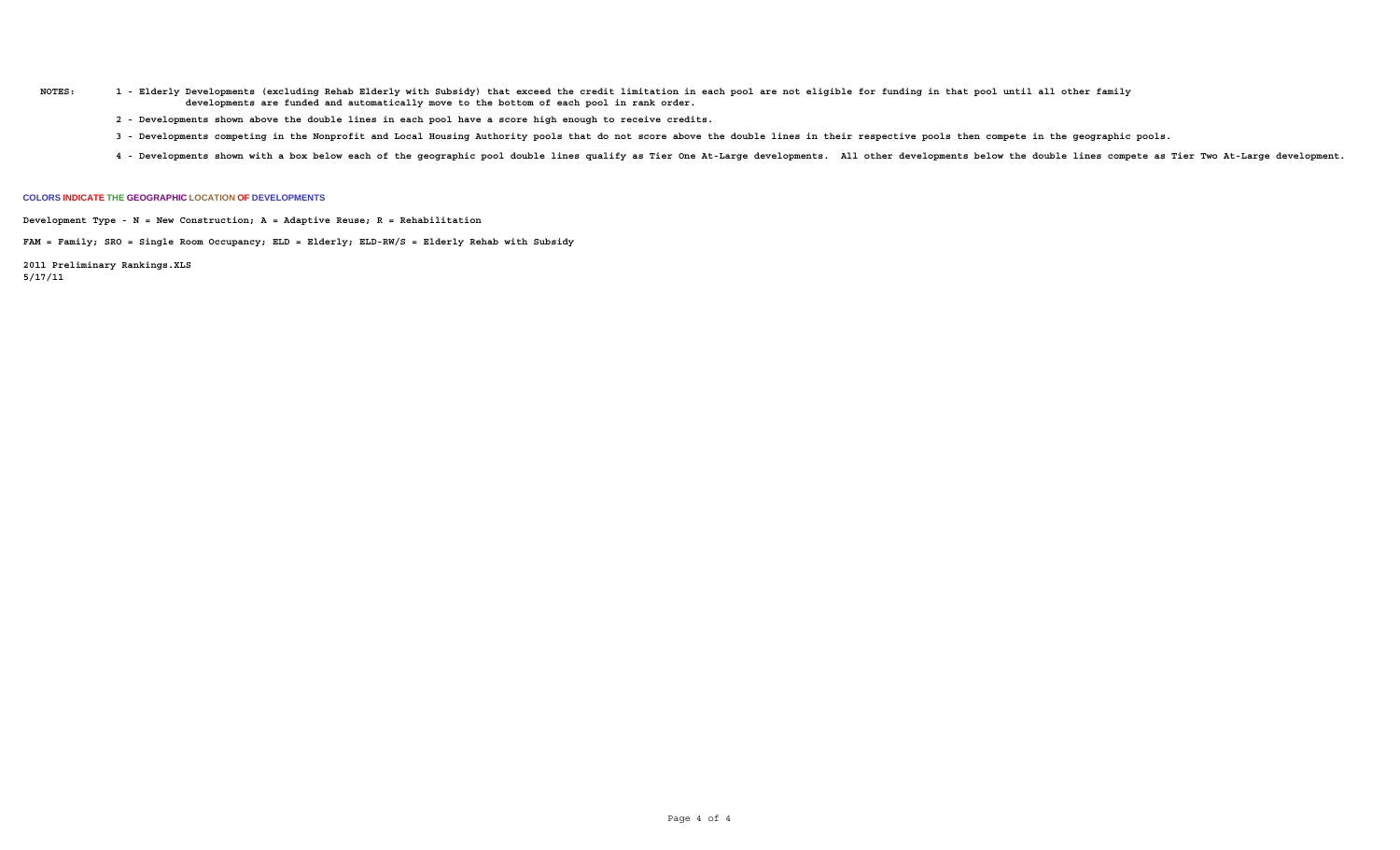NOTES:

1 - Elderly Developments (excluding Rehab Elderly with Subsidy) that exceed the credit limitation in each pool are not eligible for funding in that pool until all other family developments are funded and automatically move to the bottom of each pool in rank order.

2 - Developments shown above the double lines in each pool have a score high enough to receive credits.

3 - Developments competing in the Nonprofit and Local Housing Authority pools that do not score above the double lines in their respective pools then compete in the geographic pools.

4 - Developments shown with a box below each of the geographic pool double lines qualify as Tier One At-Large developments. All other developments below the double lines compete as Tier Two At-Large development.

**COLORS INDICATE THE GEOGRAPHIC LOCATION OF DEVELOPMENTS**

**Development Type - N = New Construction; A = Adaptive Reuse; R = Rehabilitation**

**FAM = Family; SRO = Single Room Occupancy; ELD = Elderly; ELD-RW/S = Elderly Rehab with Subsidy**

**2011 Preliminary Rankings.XLS**
**5/17/11**